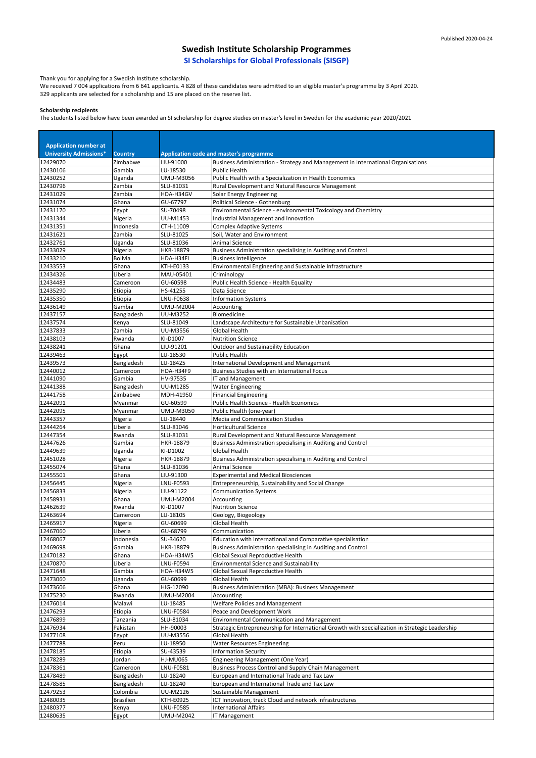## Swedish Institute Scholarship Programmes

### SI Scholarships for Global Professionals (SISGP)

Thank you for applying for a Swedish Institute scholarship.
We received 7 004 applications from 6 641 applicants. 4 828 of these candidates were admitted to an eligible master's programme by 3 April 2020.
329 applicants are selected for a scholarship and 15 are placed on the reserve list.

**Scholarship recipients**

The students listed below have been awarded an SI scholarship for degree studies on master's level in Sweden for the academic year 2020/2021

| Application number at University Admissions* | Country | Application code and master's programme | |
|---|---|---|---|
| 12429070 | Zimbabwe | LIU-91000 | Business Administration - Strategy and Management in International Organisations |
| 12430106 | Gambia | LU-18530 | Public Health |
| 12430252 | Uganda | UMU-M3056 | Public Health with a Specialization in Health Economics |
| 12430796 | Zambia | SLU-81031 | Rural Development and Natural Resource Management |
| 12431029 | Zambia | HDA-H34GV | Solar Energy Engineering |
| 12431074 | Ghana | GU-67797 | Political Science - Gothenburg |
| 12431170 | Egypt | SU-70498 | Environmental Science - environmental Toxicology and Chemistry |
| 12431344 | Nigeria | UU-M1453 | Industrial Management and Innovation |
| 12431351 | Indonesia | CTH-11009 | Complex Adaptive Systems |
| 12431621 | Zambia | SLU-81025 | Soil, Water and Environment |
| 12432761 | Uganda | SLU-81036 | Animal Science |
| 12433029 | Nigeria | HKR-18879 | Business Administration specialising in Auditing and Control |
| 12433210 | Bolivia | HDA-H34FL | Business Intelligence |
| 12433553 | Ghana | KTH-E0133 | Environmental Engineering and Sustainable Infrastructure |
| 12434326 | Liberia | MAU-05401 | Criminology |
| 12434483 | Cameroon | GU-60598 | Public Health Science - Health Equality |
| 12435290 | Etiopia | HS-41255 | Data Science |
| 12435350 | Etiopia | LNU-F0638 | Information Systems |
| 12436149 | Gambia | UMU-M2004 | Accounting |
| 12437157 | Bangladesh | UU-M3252 | Biomedicine |
| 12437574 | Kenya | SLU-81049 | Landscape Architecture for Sustainable Urbanisation |
| 12437833 | Zambia | UU-M3556 | Global Health |
| 12438103 | Rwanda | KI-D1007 | Nutrition Science |
| 12438241 | Ghana | LIU-91201 | Outdoor and Sustainability Education |
| 12439463 | Egypt | LU-18530 | Public Health |
| 12439573 | Bangladesh | LU-18425 | International Development and Management |
| 12440012 | Cameroon | HDA-H34F9 | Business Studies with an International Focus |
| 12441090 | Gambia | HV-97535 | IT and Management |
| 12441388 | Bangladesh | UU-M1285 | Water Engineering |
| 12441758 | Zimbabwe | MDH-41950 | Financial Engineering |
| 12442091 | Myanmar | GU-60599 | Public Health Science - Health Economics |
| 12442095 | Myanmar | UMU-M3050 | Public Health (one-year) |
| 12443357 | Nigeria | LU-18440 | Media and Communication Studies |
| 12444264 | Liberia | SLU-81046 | Horticultural Science |
| 12447354 | Rwanda | SLU-81031 | Rural Development and Natural Resource Management |
| 12447626 | Gambia | HKR-18879 | Business Administration specialising in Auditing and Control |
| 12449639 | Uganda | KI-D1002 | Global Health |
| 12451028 | Nigeria | HKR-18879 | Business Administration specialising in Auditing and Control |
| 12455074 | Ghana | SLU-81036 | Animal Science |
| 12455501 | Ghana | LIU-91300 | Experimental and Medical Biosciences |
| 12456445 | Nigeria | LNU-F0593 | Entrepreneurship, Sustainability and Social Change |
| 12456833 | Nigeria | LIU-91122 | Communication Systems |
| 12458931 | Ghana | UMU-M2004 | Accounting |
| 12462639 | Rwanda | KI-D1007 | Nutrition Science |
| 12463694 | Cameroon | LU-18105 | Geology, Biogeology |
| 12465917 | Nigeria | GU-60699 | Global Health |
| 12467060 | Liberia | GU-68799 | Communication |
| 12468067 | Indonesia | SU-34620 | Education with International and Comparative specialisation |
| 12469698 | Gambia | HKR-18879 | Business Administration specialising in Auditing and Control |
| 12470182 | Ghana | HDA-H34W5 | Global Sexual Reproductive Health |
| 12470870 | Liberia | LNU-F0594 | Environmental Science and Sustainability |
| 12471648 | Gambia | HDA-H34W5 | Global Sexual Reproductive Health |
| 12473060 | Uganda | GU-60699 | Global Health |
| 12473606 | Ghana | HIG-12090 | Business Administration (MBA): Business Management |
| 12475230 | Rwanda | UMU-M2004 | Accounting |
| 12476014 | Malawi | LU-18485 | Welfare Policies and Management |
| 12476293 | Etiopia | LNU-F0584 | Peace and Development Work |
| 12476899 | Tanzania | SLU-81034 | Environmental Communication and Management |
| 12476934 | Pakistan | HH-90003 | Strategic Entrepreneurship for International Growth with specialization in Strategic Leadership |
| 12477108 | Egypt | UU-M3556 | Global Health |
| 12477788 | Peru | LU-18950 | Water Resources Engineering |
| 12478185 | Etiopia | SU-43539 | Information Security |
| 12478289 | Jordan | HJ-MU065 | Engineering Management (One Year) |
| 12478361 | Cameroon | LNU-F0581 | Business Process Control and Supply Chain Management |
| 12478489 | Bangladesh | LU-18240 | European and International Trade and Tax Law |
| 12478585 | Bangladesh | LU-18240 | European and International Trade and Tax Law |
| 12479253 | Colombia | UU-M2126 | Sustainable Management |
| 12480035 | Brasilien | KTH-E0925 | ICT Innovation, track Cloud and network infrastructures |
| 12480377 | Kenya | LNU-F0585 | International Affairs |
| 12480635 | Egypt | UMU-M2042 | IT Management |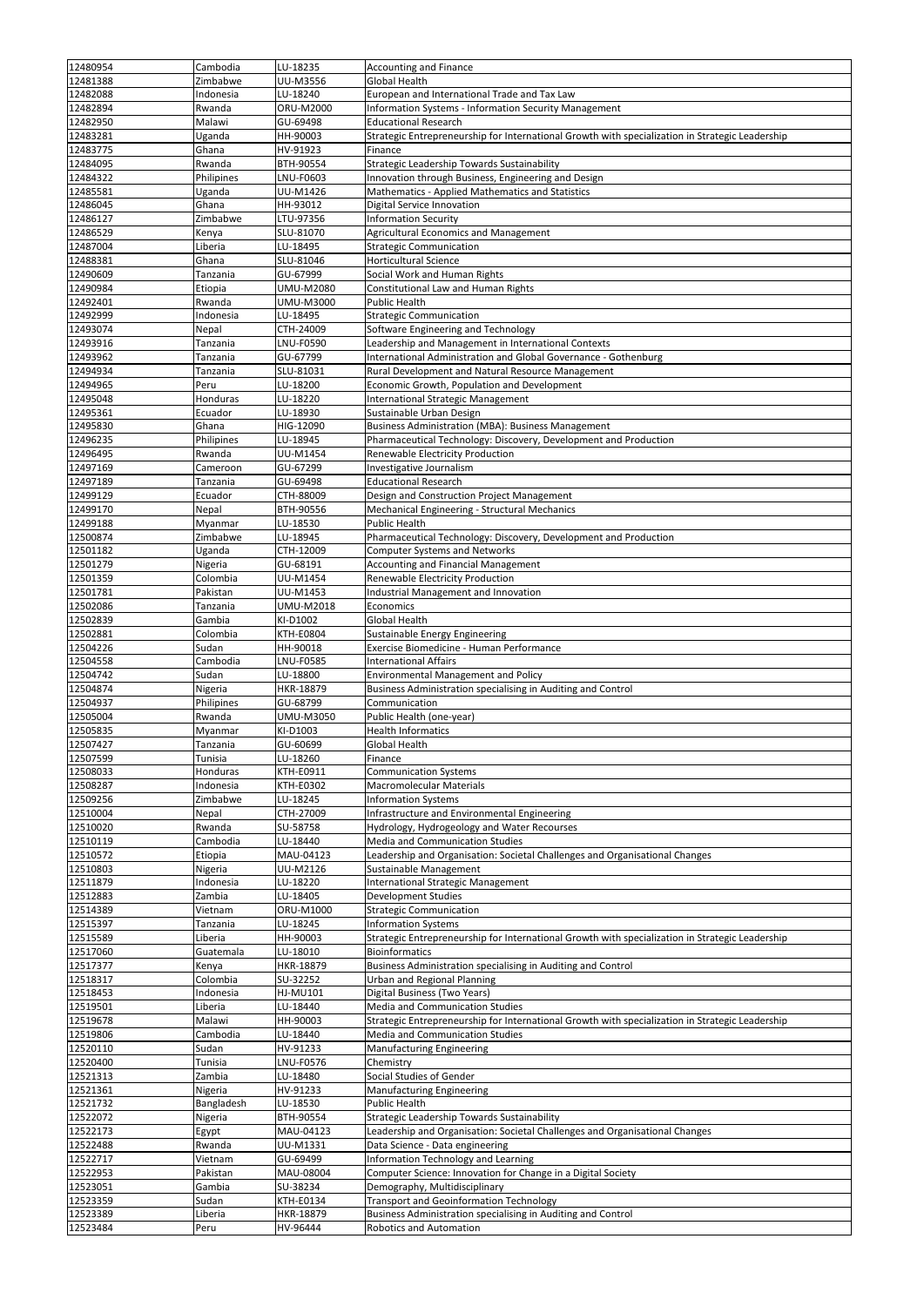| 12480954 | Cambodia | LU-18235 | Accounting and Finance |
|---|---|---|---|
| 12481388 | Zimbabwe | UU-M3556 | Global Health |
| 12482088 | Indonesia | LU-18240 | European and International Trade and Tax Law |
| 12482894 | Rwanda | ORU-M2000 | Information Systems - Information Security Management |
| 12482950 | Malawi | GU-69498 | Educational Research |
| 12483281 | Uganda | HH-90003 | Strategic Entrepreneurship for International Growth with specialization in Strategic Leadership |
| 12483775 | Ghana | HV-91923 | Finance |
| 12484095 | Rwanda | BTH-90554 | Strategic Leadership Towards Sustainability |
| 12484322 | Philipines | LNU-F0603 | Innovation through Business, Engineering and Design |
| 12485581 | Uganda | UU-M1426 | Mathematics - Applied Mathematics and Statistics |
| 12486045 | Ghana | HH-93012 | Digital Service Innovation |
| 12486127 | Zimbabwe | LTU-97356 | Information Security |
| 12486529 | Kenya | SLU-81070 | Agricultural Economics and Management |
| 12487004 | Liberia | LU-18495 | Strategic Communication |
| 12488381 | Ghana | SLU-81046 | Horticultural Science |
| 12490609 | Tanzania | GU-67999 | Social Work and Human Rights |
| 12490984 | Etiopia | UMU-M2080 | Constitutional Law and Human Rights |
| 12492401 | Rwanda | UMU-M3000 | Public Health |
| 12492999 | Indonesia | LU-18495 | Strategic Communication |
| 12493074 | Nepal | CTH-24009 | Software Engineering and Technology |
| 12493916 | Tanzania | LNU-F0590 | Leadership and Management in International Contexts |
| 12493962 | Tanzania | GU-67799 | International Administration and Global Governance - Gothenburg |
| 12494934 | Tanzania | SLU-81031 | Rural Development and Natural Resource Management |
| 12494965 | Peru | LU-18200 | Economic Growth, Population and Development |
| 12495048 | Honduras | LU-18220 | International Strategic Management |
| 12495361 | Ecuador | LU-18930 | Sustainable Urban Design |
| 12495830 | Ghana | HIG-12090 | Business Administration (MBA): Business Management |
| 12496235 | Philipines | LU-18945 | Pharmaceutical Technology: Discovery, Development and Production |
| 12496495 | Rwanda | UU-M1454 | Renewable Electricity Production |
| 12497169 | Cameroon | GU-67299 | Investigative Journalism |
| 12497189 | Tanzania | GU-69498 | Educational Research |
| 12499129 | Ecuador | CTH-88009 | Design and Construction Project Management |
| 12499170 | Nepal | BTH-90556 | Mechanical Engineering - Structural Mechanics |
| 12499188 | Myanmar | LU-18530 | Public Health |
| 12500874 | Zimbabwe | LU-18945 | Pharmaceutical Technology: Discovery, Development and Production |
| 12501182 | Uganda | CTH-12009 | Computer Systems and Networks |
| 12501279 | Nigeria | GU-68191 | Accounting and Financial Management |
| 12501359 | Colombia | UU-M1454 | Renewable Electricity Production |
| 12501781 | Pakistan | UU-M1453 | Industrial Management and Innovation |
| 12502086 | Tanzania | UMU-M2018 | Economics |
| 12502839 | Gambia | KI-D1002 | Global Health |
| 12502881 | Colombia | KTH-E0804 | Sustainable Energy Engineering |
| 12504226 | Sudan | HH-90018 | Exercise Biomedicine - Human Performance |
| 12504558 | Cambodia | LNU-F0585 | International Affairs |
| 12504742 | Sudan | LU-18800 | Environmental Management and Policy |
| 12504874 | Nigeria | HKR-18879 | Business Administration specialising in Auditing and Control |
| 12504937 | Philipines | GU-68799 | Communication |
| 12505004 | Rwanda | UMU-M3050 | Public Health (one-year) |
| 12505835 | Myanmar | KI-D1003 | Health Informatics |
| 12507427 | Tanzania | GU-60699 | Global Health |
| 12507599 | Tunisia | LU-18260 | Finance |
| 12508033 | Honduras | KTH-E0911 | Communication Systems |
| 12508287 | Indonesia | KTH-E0302 | Macromolecular Materials |
| 12509256 | Zimbabwe | LU-18245 | Information Systems |
| 12510004 | Nepal | CTH-27009 | Infrastructure and Environmental Engineering |
| 12510020 | Rwanda | SU-58758 | Hydrology, Hydrogeology and Water Recourses |
| 12510119 | Cambodia | LU-18440 | Media and Communication Studies |
| 12510572 | Etiopia | MAU-04123 | Leadership and Organisation: Societal Challenges and Organisational Changes |
| 12510803 | Nigeria | UU-M2126 | Sustainable Management |
| 12511879 | Indonesia | LU-18220 | International Strategic Management |
| 12512883 | Zambia | LU-18405 | Development Studies |
| 12514389 | Vietnam | ORU-M1000 | Strategic Communication |
| 12515397 | Tanzania | LU-18245 | Information Systems |
| 12515589 | Liberia | HH-90003 | Strategic Entrepreneurship for International Growth with specialization in Strategic Leadership |
| 12517060 | Guatemala | LU-18010 | Bioinformatics |
| 12517377 | Kenya | HKR-18879 | Business Administration specialising in Auditing and Control |
| 12518317 | Colombia | SU-32252 | Urban and Regional Planning |
| 12518453 | Indonesia | HJ-MU101 | Digital Business (Two Years) |
| 12519501 | Liberia | LU-18440 | Media and Communication Studies |
| 12519678 | Malawi | HH-90003 | Strategic Entrepreneurship for International Growth with specialization in Strategic Leadership |
| 12519806 | Cambodia | LU-18440 | Media and Communication Studies |
| 12520110 | Sudan | HV-91233 | Manufacturing Engineering |
| 12520400 | Tunisia | LNU-F0576 | Chemistry |
| 12521313 | Zambia | LU-18480 | Social Studies of Gender |
| 12521361 | Nigeria | HV-91233 | Manufacturing Engineering |
| 12521732 | Bangladesh | LU-18530 | Public Health |
| 12522072 | Nigeria | BTH-90554 | Strategic Leadership Towards Sustainability |
| 12522173 | Egypt | MAU-04123 | Leadership and Organisation: Societal Challenges and Organisational Changes |
| 12522488 | Rwanda | UU-M1331 | Data Science - Data engineering |
| 12522717 | Vietnam | GU-69499 | Information Technology and Learning |
| 12522953 | Pakistan | MAU-08004 | Computer Science: Innovation for Change in a Digital Society |
| 12523051 | Gambia | SU-38234 | Demography, Multidisciplinary |
| 12523359 | Sudan | KTH-E0134 | Transport and Geoinformation Technology |
| 12523389 | Liberia | HKR-18879 | Business Administration specialising in Auditing and Control |
| 12523484 | Peru | HV-96444 | Robotics and Automation |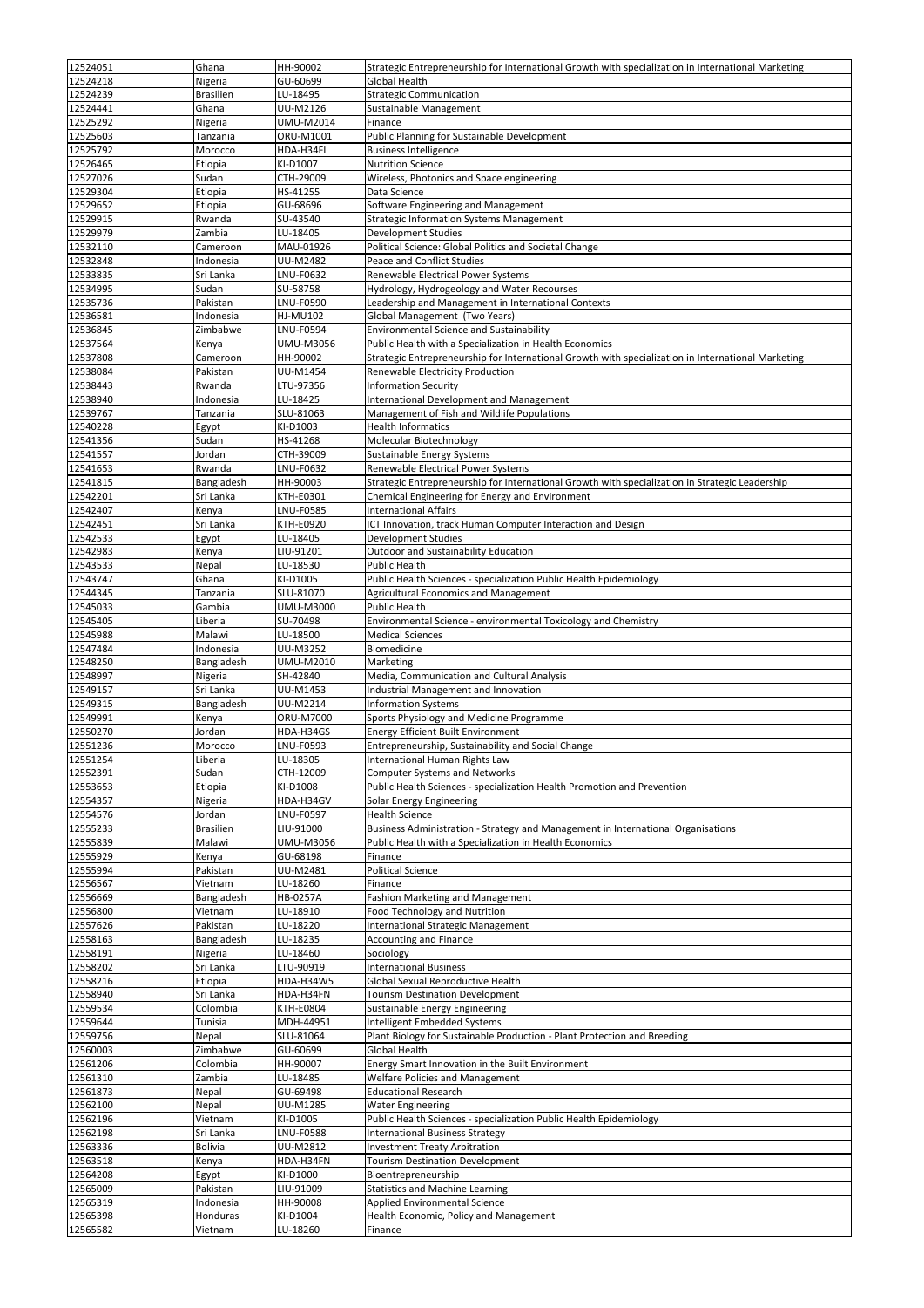| | | | |
|---|---|---|---|
| 12524051 | Ghana | HH-90002 | Strategic Entrepreneurship for International Growth with specialization in International Marketing |
| 12524218 | Nigeria | GU-60699 | Global Health |
| 12524239 | Brasilien | LU-18495 | Strategic Communication |
| 12524441 | Ghana | UU-M2126 | Sustainable Management |
| 12525292 | Nigeria | UMU-M2014 | Finance |
| 12525603 | Tanzania | ORU-M1001 | Public Planning for Sustainable Development |
| 12525792 | Morocco | HDA-H34FL | Business Intelligence |
| 12526465 | Etiopia | KI-D1007 | Nutrition Science |
| 12527026 | Sudan | CTH-29009 | Wireless, Photonics and Space engineering |
| 12529304 | Etiopia | HS-41255 | Data Science |
| 12529652 | Etiopia | GU-68696 | Software Engineering and Management |
| 12529915 | Rwanda | SU-43540 | Strategic Information Systems Management |
| 12529979 | Zambia | LU-18405 | Development Studies |
| 12532110 | Cameroon | MAU-01926 | Political Science: Global Politics and Societal Change |
| 12532848 | Indonesia | UU-M2482 | Peace and Conflict Studies |
| 12533835 | Sri Lanka | LNU-F0632 | Renewable Electrical Power Systems |
| 12534995 | Sudan | SU-58758 | Hydrology, Hydrogeology and Water Recourses |
| 12535736 | Pakistan | LNU-F0590 | Leadership and Management in International Contexts |
| 12536581 | Indonesia | HJ-MU102 | Global Management (Two Years) |
| 12536845 | Zimbabwe | LNU-F0594 | Environmental Science and Sustainability |
| 12537564 | Kenya | UMU-M3056 | Public Health with a Specialization in Health Economics |
| 12537808 | Cameroon | HH-90002 | Strategic Entrepreneurship for International Growth with specialization in International Marketing |
| 12538084 | Pakistan | UU-M1454 | Renewable Electricity Production |
| 12538443 | Rwanda | LTU-97356 | Information Security |
| 12538940 | Indonesia | LU-18425 | International Development and Management |
| 12539767 | Tanzania | SLU-81063 | Management of Fish and Wildlife Populations |
| 12540228 | Egypt | KI-D1003 | Health Informatics |
| 12541356 | Sudan | HS-41268 | Molecular Biotechnology |
| 12541557 | Jordan | CTH-39009 | Sustainable Energy Systems |
| 12541653 | Rwanda | LNU-F0632 | Renewable Electrical Power Systems |
| 12541815 | Bangladesh | HH-90003 | Strategic Entrepreneurship for International Growth with specialization in Strategic Leadership |
| 12542201 | Sri Lanka | KTH-E0301 | Chemical Engineering for Energy and Environment |
| 12542407 | Kenya | LNU-F0585 | International Affairs |
| 12542451 | Sri Lanka | KTH-E0920 | ICT Innovation, track Human Computer Interaction and Design |
| 12542533 | Egypt | LU-18405 | Development Studies |
| 12542983 | Kenya | LIU-91201 | Outdoor and Sustainability Education |
| 12543533 | Nepal | LU-18530 | Public Health |
| 12543747 | Ghana | KI-D1005 | Public Health Sciences - specialization Public Health Epidemiology |
| 12544345 | Tanzania | SLU-81070 | Agricultural Economics and Management |
| 12545033 | Gambia | UMU-M3000 | Public Health |
| 12545405 | Liberia | SU-70498 | Environmental Science - environmental Toxicology and Chemistry |
| 12545988 | Malawi | LU-18500 | Medical Sciences |
| 12547484 | Indonesia | UU-M3252 | Biomedicine |
| 12548250 | Bangladesh | UMU-M2010 | Marketing |
| 12548997 | Nigeria | SH-42840 | Media, Communication and Cultural Analysis |
| 12549157 | Sri Lanka | UU-M1453 | Industrial Management and Innovation |
| 12549315 | Bangladesh | UU-M2214 | Information Systems |
| 12549991 | Kenya | ORU-M7000 | Sports Physiology and Medicine Programme |
| 12550270 | Jordan | HDA-H34GS | Energy Efficient Built Environment |
| 12551236 | Morocco | LNU-F0593 | Entrepreneurship, Sustainability and Social Change |
| 12551254 | Liberia | LU-18305 | International Human Rights Law |
| 12552391 | Sudan | CTH-12009 | Computer Systems and Networks |
| 12553653 | Etiopia | KI-D1008 | Public Health Sciences - specialization Health Promotion and Prevention |
| 12554357 | Nigeria | HDA-H34GV | Solar Energy Engineering |
| 12554576 | Jordan | LNU-F0597 | Health Science |
| 12555233 | Brasilien | LIU-91000 | Business Administration - Strategy and Management in International Organisations |
| 12555839 | Malawi | UMU-M3056 | Public Health with a Specialization in Health Economics |
| 12555929 | Kenya | GU-68198 | Finance |
| 12555994 | Pakistan | UU-M2481 | Political Science |
| 12556567 | Vietnam | LU-18260 | Finance |
| 12556669 | Bangladesh | HB-0257A | Fashion Marketing and Management |
| 12556800 | Vietnam | LU-18910 | Food Technology and Nutrition |
| 12557626 | Pakistan | LU-18220 | International Strategic Management |
| 12558163 | Bangladesh | LU-18235 | Accounting and Finance |
| 12558191 | Nigeria | LU-18460 | Sociology |
| 12558202 | Sri Lanka | LTU-90919 | International Business |
| 12558216 | Etiopia | HDA-H34W5 | Global Sexual Reproductive Health |
| 12558940 | Sri Lanka | HDA-H34FN | Tourism Destination Development |
| 12559534 | Colombia | KTH-E0804 | Sustainable Energy Engineering |
| 12559644 | Tunisia | MDH-44951 | Intelligent Embedded Systems |
| 12559756 | Nepal | SLU-81064 | Plant Biology for Sustainable Production - Plant Protection and Breeding |
| 12560003 | Zimbabwe | GU-60699 | Global Health |
| 12561206 | Colombia | HH-90007 | Energy Smart Innovation in the Built Environment |
| 12561310 | Zambia | LU-18485 | Welfare Policies and Management |
| 12561873 | Nepal | GU-69498 | Educational Research |
| 12562100 | Nepal | UU-M1285 | Water Engineering |
| 12562196 | Vietnam | KI-D1005 | Public Health Sciences - specialization Public Health Epidemiology |
| 12562198 | Sri Lanka | LNU-F0588 | International Business Strategy |
| 12563336 | Bolivia | UU-M2812 | Investment Treaty Arbitration |
| 12563518 | Kenya | HDA-H34FN | Tourism Destination Development |
| 12564208 | Egypt | KI-D1000 | Bioentrepreneurship |
| 12565009 | Pakistan | LIU-91009 | Statistics and Machine Learning |
| 12565319 | Indonesia | HH-90008 | Applied Environmental Science |
| 12565398 | Honduras | KI-D1004 | Health Economic, Policy and Management |
| 12565582 | Vietnam | LU-18260 | Finance |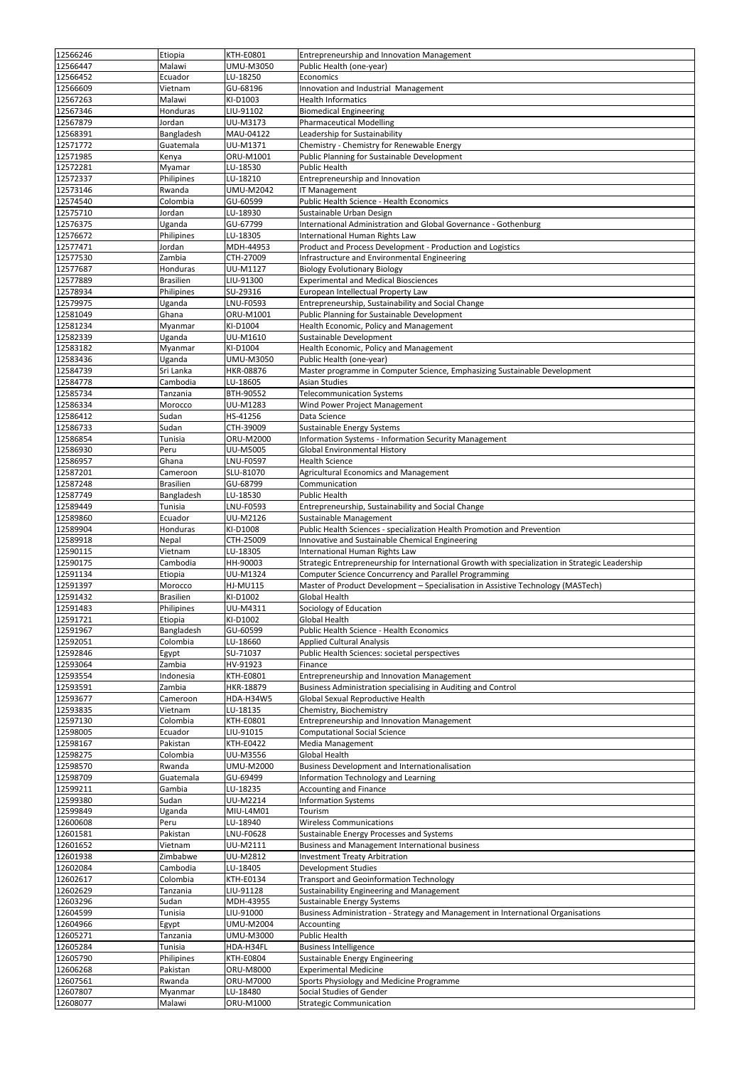| | | | |
|---|---|---|---|
| 12566246 | Etiopia | KTH-E0801 | Entrepreneurship and Innovation Management |
| 12566447 | Malawi | UMU-M3050 | Public Health (one-year) |
| 12566452 | Ecuador | LU-18250 | Economics |
| 12566609 | Vietnam | GU-68196 | Innovation and Industrial  Management |
| 12567263 | Malawi | KI-D1003 | Health Informatics |
| 12567346 | Honduras | LIU-91102 | Biomedical Engineering |
| 12567879 | Jordan | UU-M3173 | Pharmaceutical Modelling |
| 12568391 | Bangladesh | MAU-04122 | Leadership for Sustainability |
| 12571772 | Guatemala | UU-M1371 | Chemistry - Chemistry for Renewable Energy |
| 12571985 | Kenya | ORU-M1001 | Public Planning for Sustainable Development |
| 12572281 | Myamar | LU-18530 | Public Health |
| 12572337 | Philipines | LU-18210 | Entrepreneurship and Innovation |
| 12573146 | Rwanda | UMU-M2042 | IT Management |
| 12574540 | Colombia | GU-60599 | Public Health Science - Health Economics |
| 12575710 | Jordan | LU-18930 | Sustainable Urban Design |
| 12576375 | Uganda | GU-67799 | International Administration and Global Governance - Gothenburg |
| 12576672 | Philipines | LU-18305 | International Human Rights Law |
| 12577471 | Jordan | MDH-44953 | Product and Process Development - Production and Logistics |
| 12577530 | Zambia | CTH-27009 | Infrastructure and Environmental Engineering |
| 12577687 | Honduras | UU-M1127 | Biology Evolutionary Biology |
| 12577889 | Brasilien | LIU-91300 | Experimental and Medical Biosciences |
| 12578934 | Philipines | SU-29316 | European Intellectual Property Law |
| 12579975 | Uganda | LNU-F0593 | Entrepreneurship, Sustainability and Social Change |
| 12581049 | Ghana | ORU-M1001 | Public Planning for Sustainable Development |
| 12581234 | Myanmar | KI-D1004 | Health Economic, Policy and Management |
| 12582339 | Uganda | UU-M1610 | Sustainable Development |
| 12583182 | Myanmar | KI-D1004 | Health Economic, Policy and Management |
| 12583436 | Uganda | UMU-M3050 | Public Health (one-year) |
| 12584739 | Sri Lanka | HKR-08876 | Master programme in Computer Science, Emphasizing Sustainable Development |
| 12584778 | Cambodia | LU-18605 | Asian Studies |
| 12585734 | Tanzania | BTH-90552 | Telecommunication Systems |
| 12586334 | Morocco | UU-M1283 | Wind Power Project Management |
| 12586412 | Sudan | HS-41256 | Data Science |
| 12586733 | Sudan | CTH-39009 | Sustainable Energy Systems |
| 12586854 | Tunisia | ORU-M2000 | Information Systems - Information Security Management |
| 12586930 | Peru | UU-M5005 | Global Environmental History |
| 12586957 | Ghana | LNU-F0597 | Health Science |
| 12587201 | Cameroon | SLU-81070 | Agricultural Economics and Management |
| 12587248 | Brasilien | GU-68799 | Communication |
| 12587749 | Bangladesh | LU-18530 | Public Health |
| 12589449 | Tunisia | LNU-F0593 | Entrepreneurship, Sustainability and Social Change |
| 12589860 | Ecuador | UU-M2126 | Sustainable Management |
| 12589904 | Honduras | KI-D1008 | Public Health Sciences - specialization Health Promotion and Prevention |
| 12589918 | Nepal | CTH-25009 | Innovative and Sustainable Chemical Engineering |
| 12590115 | Vietnam | LU-18305 | International Human Rights Law |
| 12590175 | Cambodia | HH-90003 | Strategic Entrepreneurship for International Growth with specialization in Strategic Leadership |
| 12591134 | Etiopia | UU-M1324 | Computer Science Concurrency and Parallel Programming |
| 12591397 | Morocco | HJ-MU115 | Master of Product Development – Specialisation in Assistive Technology (MASTech) |
| 12591432 | Brasilien | KI-D1002 | Global Health |
| 12591483 | Philipines | UU-M4311 | Sociology of Education |
| 12591721 | Etiopia | KI-D1002 | Global Health |
| 12591967 | Bangladesh | GU-60599 | Public Health Science - Health Economics |
| 12592051 | Colombia | LU-18660 | Applied Cultural Analysis |
| 12592846 | Egypt | SU-71037 | Public Health Sciences: societal perspectives |
| 12593064 | Zambia | HV-91923 | Finance |
| 12593554 | Indonesia | KTH-E0801 | Entrepreneurship and Innovation Management |
| 12593591 | Zambia | HKR-18879 | Business Administration specialising in Auditing and Control |
| 12593677 | Cameroon | HDA-H34W5 | Global Sexual Reproductive Health |
| 12593835 | Vietnam | LU-18135 | Chemistry, Biochemistry |
| 12597130 | Colombia | KTH-E0801 | Entrepreneurship and Innovation Management |
| 12598005 | Ecuador | LIU-91015 | Computational Social Science |
| 12598167 | Pakistan | KTH-E0422 | Media Management |
| 12598275 | Colombia | UU-M3556 | Global Health |
| 12598570 | Rwanda | UMU-M2000 | Business Development and Internationalisation |
| 12598709 | Guatemala | GU-69499 | Information Technology and Learning |
| 12599211 | Gambia | LU-18235 | Accounting and Finance |
| 12599380 | Sudan | UU-M2214 | Information Systems |
| 12599849 | Uganda | MIU-L4M01 | Tourism |
| 12600608 | Peru | LU-18940 | Wireless Communications |
| 12601581 | Pakistan | LNU-F0628 | Sustainable Energy Processes and Systems |
| 12601652 | Vietnam | UU-M2111 | Business and Management International business |
| 12601938 | Zimbabwe | UU-M2812 | Investment Treaty Arbitration |
| 12602084 | Cambodia | LU-18405 | Development Studies |
| 12602617 | Colombia | KTH-E0134 | Transport and Geoinformation Technology |
| 12602629 | Tanzania | LIU-91128 | Sustainability Engineering and Management |
| 12603296 | Sudan | MDH-43955 | Sustainable Energy Systems |
| 12604599 | Tunisia | LIU-91000 | Business Administration - Strategy and Management in International Organisations |
| 12604966 | Egypt | UMU-M2004 | Accounting |
| 12605271 | Tanzania | UMU-M3000 | Public Health |
| 12605284 | Tunisia | HDA-H34FL | Business Intelligence |
| 12605790 | Philipines | KTH-E0804 | Sustainable Energy Engineering |
| 12606268 | Pakistan | ORU-M8000 | Experimental Medicine |
| 12607561 | Rwanda | ORU-M7000 | Sports Physiology and Medicine Programme |
| 12607807 | Myanmar | LU-18480 | Social Studies of Gender |
| 12608077 | Malawi | ORU-M1000 | Strategic Communication |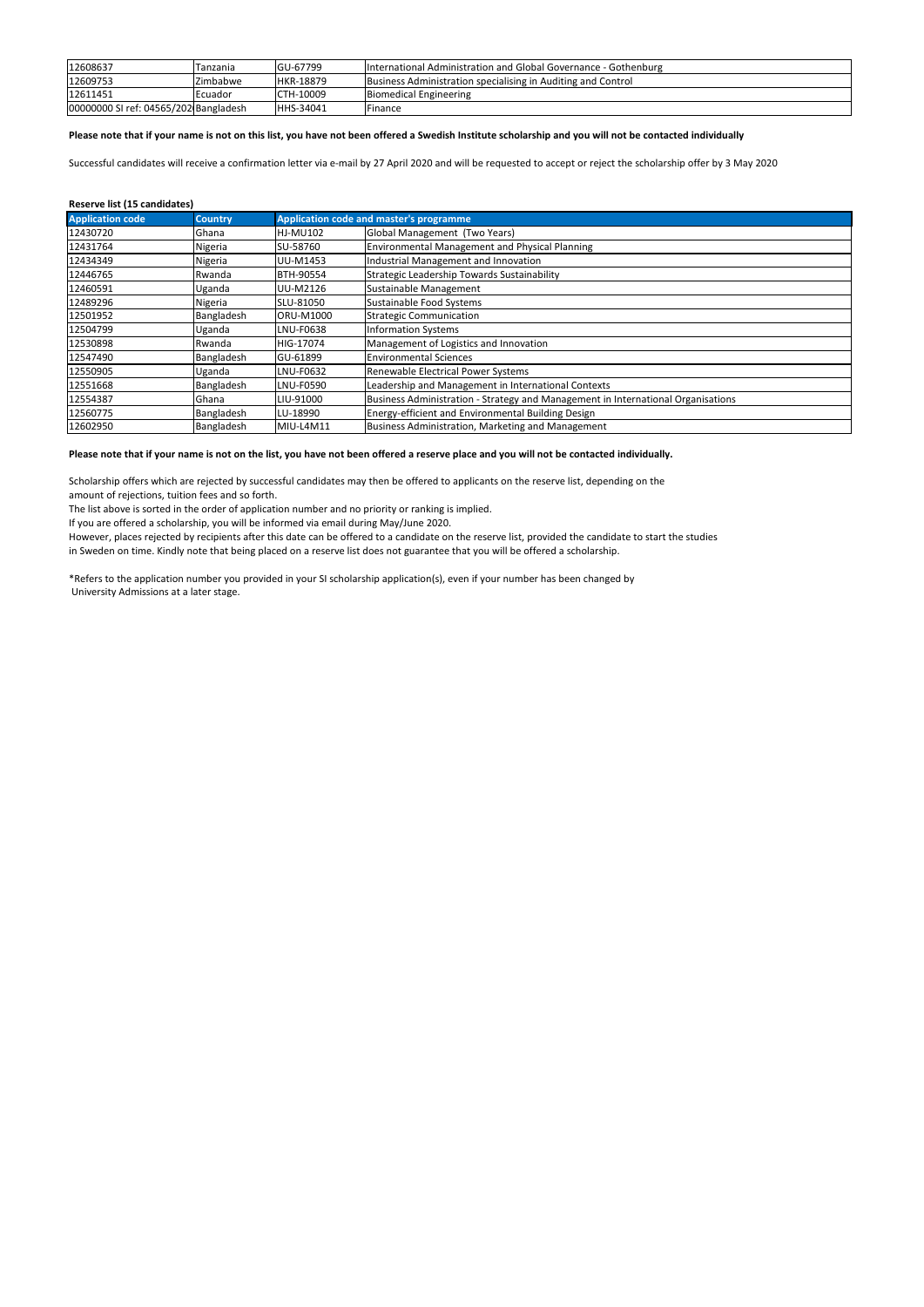| | | | |
|---|---|---|---|
| 12608637 | Tanzania | GU-67799 | International Administration and Global Governance - Gothenburg |
| 12609753 | Zimbabwe | HKR-18879 | Business Administration specialising in Auditing and Control |
| 12611451 | Ecuador | CTH-10009 | Biomedical Engineering |
| 00000000 SI ref: 04565/202 | Bangladesh | HHS-34041 | Finance |

**Please note that if your name is not on this list, you have not been offered a Swedish Institute scholarship and you will not be contacted individually**

Successful candidates will receive a confirmation letter via e-mail by 27 April 2020 and will be requested to accept or reject the scholarship offer by 3 May 2020

**Reserve list (15 candidates)**

| Application code | Country | Application code and master's programme | |
|---|---|---|---|
| 12430720 | Ghana | HJ-MU102 | Global Management (Two Years) |
| 12431764 | Nigeria | SU-58760 | Environmental Management and Physical Planning |
| 12434349 | Nigeria | UU-M1453 | Industrial Management and Innovation |
| 12446765 | Rwanda | BTH-90554 | Strategic Leadership Towards Sustainability |
| 12460591 | Uganda | UU-M2126 | Sustainable Management |
| 12489296 | Nigeria | SLU-81050 | Sustainable Food Systems |
| 12501952 | Bangladesh | ORU-M1000 | Strategic Communication |
| 12504799 | Uganda | LNU-F0638 | Information Systems |
| 12530898 | Rwanda | HIG-17074 | Management of Logistics and Innovation |
| 12547490 | Bangladesh | GU-61899 | Environmental Sciences |
| 12550905 | Uganda | LNU-F0632 | Renewable Electrical Power Systems |
| 12551668 | Bangladesh | LNU-F0590 | Leadership and Management in International Contexts |
| 12554387 | Ghana | LIU-91000 | Business Administration - Strategy and Management in International Organisations |
| 12560775 | Bangladesh | LU-18990 | Energy-efficient and Environmental Building Design |
| 12602950 | Bangladesh | MIU-L4M11 | Business Administration, Marketing and Management |

**Please note that if your name is not on the list, you have not been offered a reserve place and you will not be contacted individually.**

Scholarship offers which are rejected by successful candidates may then be offered to applicants on the reserve list, depending on the amount of rejections, tuition fees and so forth.

The list above is sorted in the order of application number and no priority or ranking is implied.

If you are offered a scholarship, you will be informed via email during May/June 2020.

However, places rejected by recipients after this date can be offered to a candidate on the reserve list, provided the candidate to start the studies in Sweden on time. Kindly note that being placed on a reserve list does not guarantee that you will be offered a scholarship.

*Refers to the application number you provided in your SI scholarship application(s), even if your number has been changed by University Admissions at a later stage.